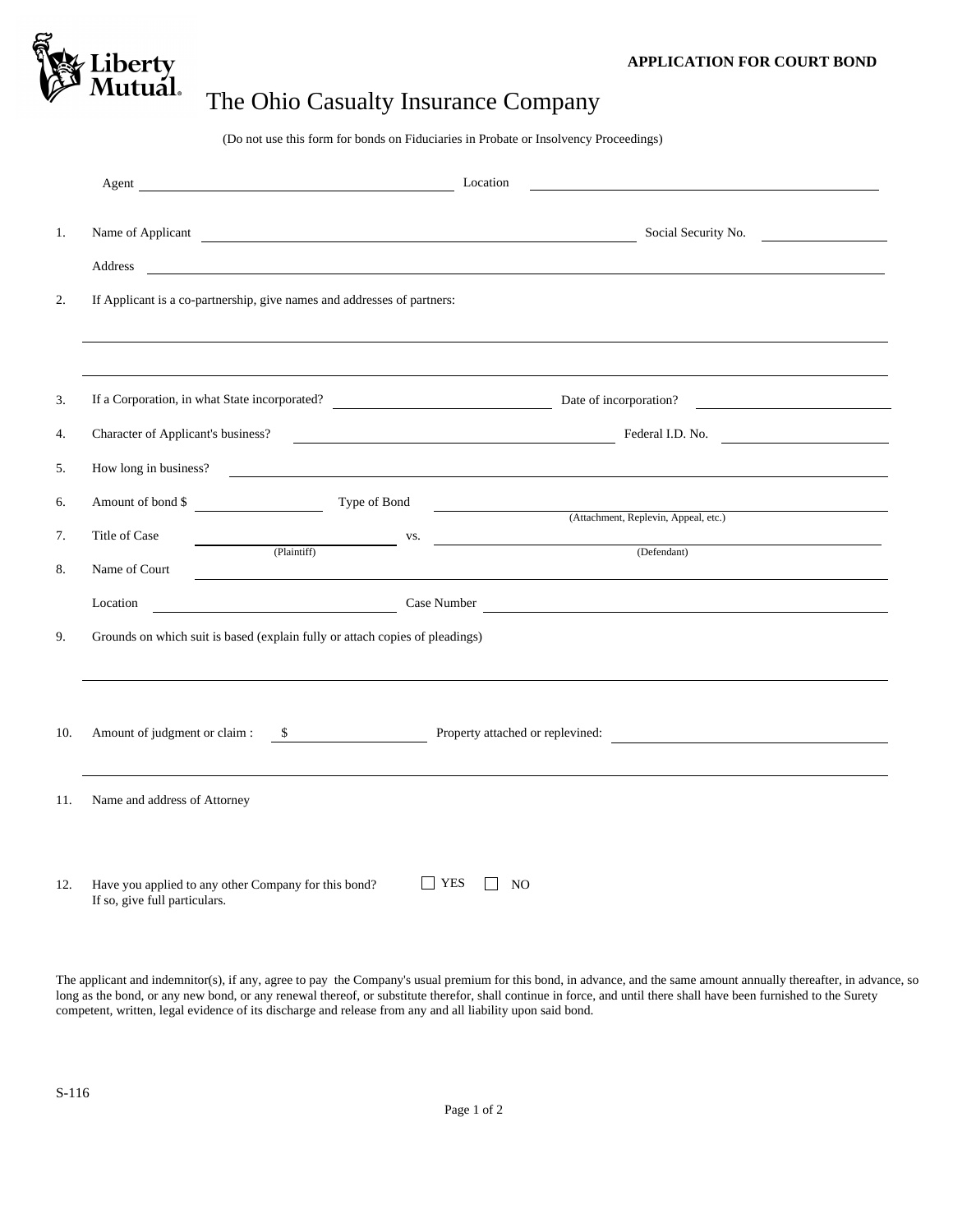**APPLICATION FOR COURT BOND**

Liberty Mutual.

# The Ohio Casualty Insurance Company

(Do not use this form for bonds on Fiduciaries in Probate or Insolvency Proceedings)

Agent \_\_\_\_\_\_\_\_\_\_\_\_\_\_\_\_\_\_\_\_ Location \_\_\_\_\_\_\_\_\_\_\_\_\_\_\_\_\_\_\_\_

1. Name of Applicant \_\_\_\_\_\_\_\_\_\_\_\_\_\_\_\_\_\_\_\_ Social Security No. \_\_\_\_\_\_\_\_\_\_

   Address \_\_\_\_\_\_\_\_\_\_\_\_\_\_\_\_\_\_\_\_

2. If Applicant is a co-partnership, give names and addresses of partners:

   \_\_\_\_\_\_\_\_\_\_\_\_\_\_\_\_\_\_\_\_

   \_\_\_\_\_\_\_\_\_\_\_\_\_\_\_\_\_\_\_\_

3. If a Corporation, in what State incorporated? \_\_\_\_\_\_\_\_\_\_ Date of incorporation? \_\_\_\_\_\_\_\_\_\_

4. Character of Applicant's business? \_\_\_\_\_\_\_\_\_\_ Federal I.D. No. \_\_\_\_\_\_\_\_\_\_

5. How long in business? \_\_\_\_\_\_\_\_\_\_\_\_\_\_\_\_\_\_\_\_

6. Amount of bond $ \_\_\_\_\_\_\_\_\_\_ Type of Bond \_\_\_\_\_\_\_\_\_\_
   (Attachment, Replevin, Appeal, etc.)

7. Title of Case \_\_\_\_\_\_\_\_\_\_ vs. \_\_\_\_\_\_\_\_\_\_
   (Plaintiff) (Defendant)

8. Name of Court \_\_\_\_\_\_\_\_\_\_\_\_\_\_\_\_\_\_\_\_

   Location \_\_\_\_\_\_\_\_\_\_ Case Number \_\_\_\_\_\_\_\_\_\_

9. Grounds on which suit is based (explain fully or attach copies of pleadings)

   \_\_\_\_\_\_\_\_\_\_\_\_\_\_\_\_\_\_\_\_

10. Amount of judgment or claim : $ \_\_\_\_\_\_\_\_\_\_ Property attached or replevined: \_\_\_\_\_\_\_\_\_\_

    \_\_\_\_\_\_\_\_\_\_\_\_\_\_\_\_\_\_\_\_

11. Name and address of Attorney

12. Have you applied to any other Company for this bond? ☐ YES ☐ NO
    If so, give full particulars.

The applicant and indemnitor(s), if any, agree to pay the Company's usual premium for this bond, in advance, and the same amount annually thereafter, in advance, so long as the bond, or any new bond, or any renewal thereof, or substitute therefor, shall continue in force, and until there shall have been furnished to the Surety competent, written, legal evidence of its discharge and release from any and all liability upon said bond.

S-116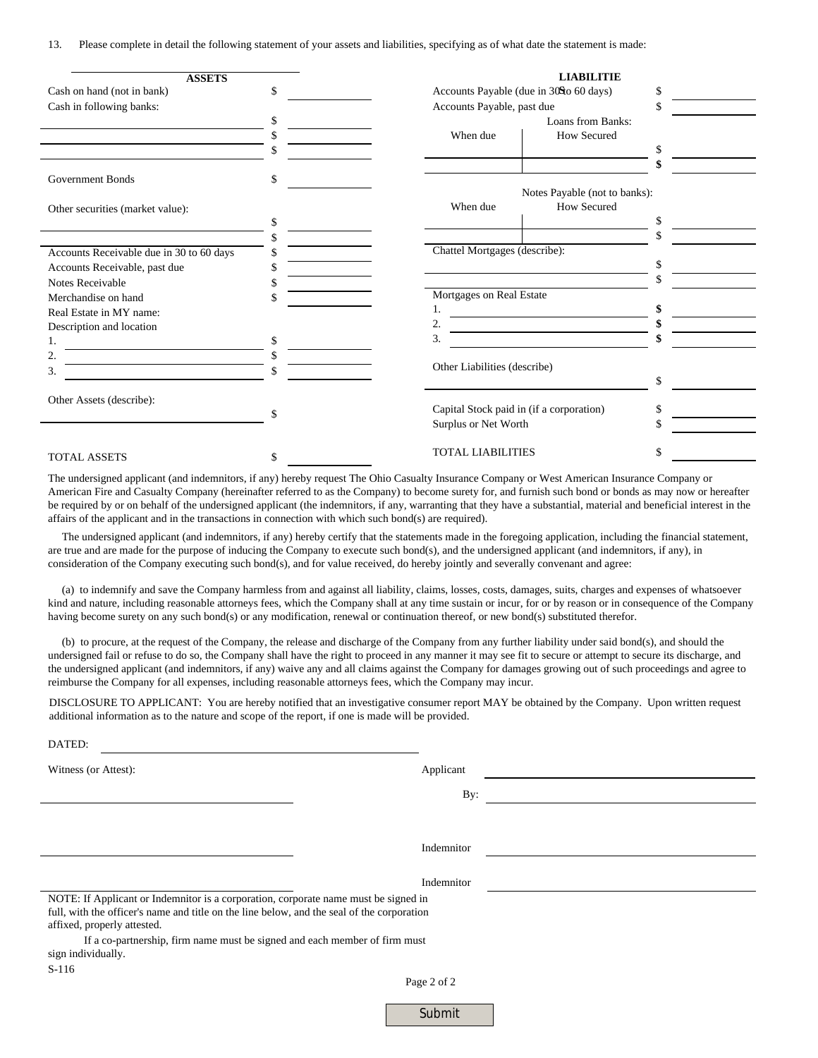13. Please complete in detail the following statement of your assets and liabilities, specifying as of what date the statement is made:

| ASSETS | | LIABILITIES | |
|---|---|---|---|
| Cash on hand (not in bank) | $ | Accounts Payable (due in 30 to 60 days) | $ |
| Cash in following banks: | | Accounts Payable, past due | $ |
| | $ | Loans from Banks: | |
| | $ | When due / How Secured | |
| | $ | | $ |
| | | | $ |
| Government Bonds | $ | | |
| | | Notes Payable (not to banks): | |
| Other securities (market value): | | When due / How Secured | |
| | $ | | $ |
| | $ | | $ |
| Accounts Receivable due in 30 to 60 days | $ | Chattel Mortgages (describe): | |
| Accounts Receivable, past due | $ | | $ |
| Notes Receivable | $ | | $ |
| Merchandise on hand | $ | Mortgages on Real Estate | |
| Real Estate in MY name: | | 1. | $ |
| Description and location | | 2. | $ |
| 1. | $ | 3. | $ |
| 2. | $ | | |
| 3. | $ | Other Liabilities (describe) | |
| | | | $ |
| Other Assets (describe): | | | |
| | $ | Capital Stock paid in (if a corporation) | $ |
| | | Surplus or Net Worth | $ |
| TOTAL ASSETS | $ | TOTAL LIABILITIES | $ |

The undersigned applicant (and indemnitors, if any) hereby request The Ohio Casualty Insurance Company or West American Insurance Company or American Fire and Casualty Company (hereinafter referred to as the Company) to become surety for, and furnish such bond or bonds as may now or hereafter be required by or on behalf of the undersigned applicant (the indemnitors, if any, warranting that they have a substantial, material and beneficial interest in the affairs of the applicant and in the transactions in connection with which such bond(s) are required).

The undersigned applicant (and indemnitors, if any) hereby certify that the statements made in the foregoing application, including the financial statement, are true and are made for the purpose of inducing the Company to execute such bond(s), and the undersigned applicant (and indemnitors, if any), in consideration of the Company executing such bond(s), and for value received, do hereby jointly and severally convenant and agree:

(a) to indemnify and save the Company harmless from and against all liability, claims, losses, costs, damages, suits, charges and expenses of whatsoever kind and nature, including reasonable attorneys fees, which the Company shall at any time sustain or incur, for or by reason or in consequence of the Company having become surety on any such bond(s) or any modification, renewal or continuation thereof, or new bond(s) substituted therefor.

(b) to procure, at the request of the Company, the release and discharge of the Company from any further liability under said bond(s), and should the undersigned fail or refuse to do so, the Company shall have the right to proceed in any manner it may see fit to secure or attempt to secure its discharge, and the undersigned applicant (and indemnitors, if any) waive any and all claims against the Company for damages growing out of such proceedings and agree to reimburse the Company for all expenses, including reasonable attorneys fees, which the Company may incur.

DISCLOSURE TO APPLICANT: You are hereby notified that an investigative consumer report MAY be obtained by the Company. Upon written request additional information as to the nature and scope of the report, if one is made will be provided.

DATED: ______________________

Witness (or Attest): ______________________

Applicant ______________________

By: ______________________

______________________ Indemnitor ______________________

______________________ Indemnitor ______________________

NOTE: If Applicant or Indemnitor is a corporation, corporate name must be signed in full, with the officer's name and title on the line below, and the seal of the corporation affixed, properly attested.

If a co-partnership, firm name must be signed and each member of firm must sign individually.

S-116

Submit